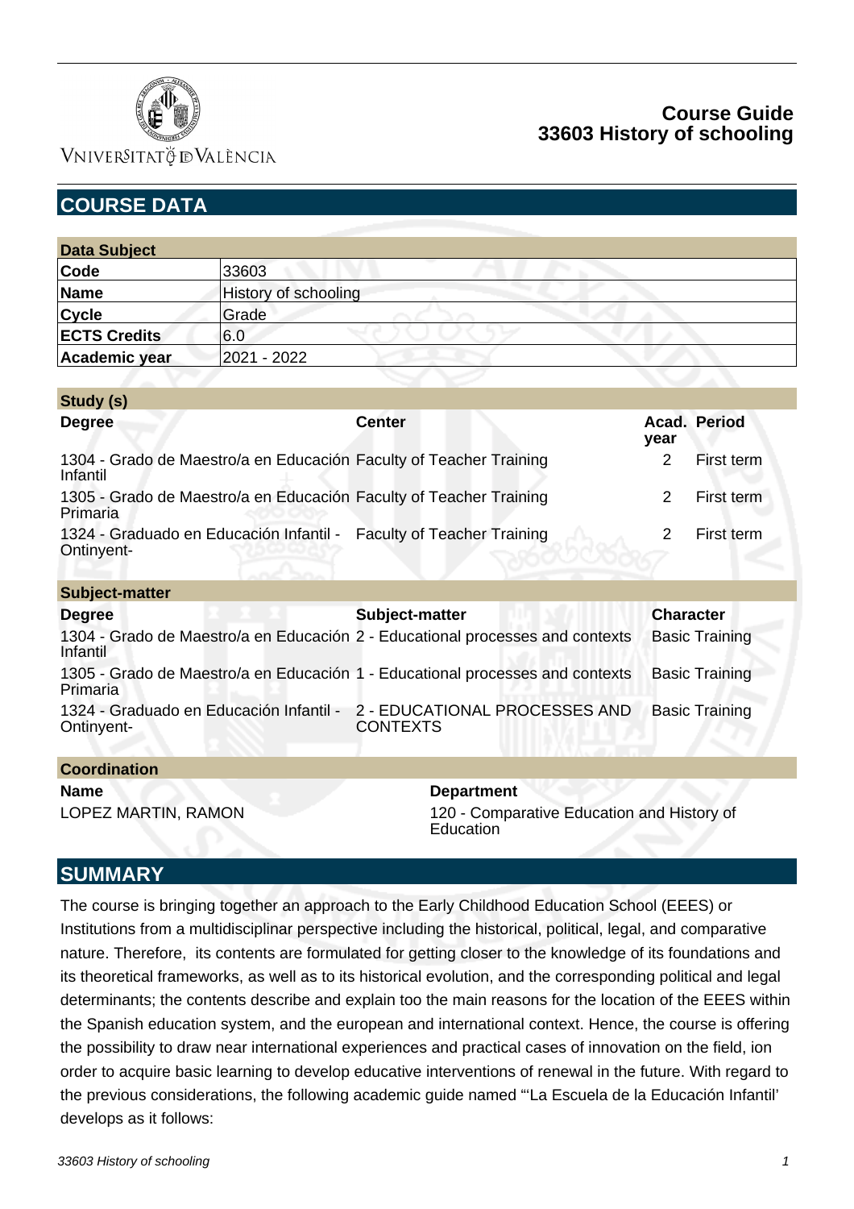# Course Guide
## 33603 History of schooling

## COURSE DATA

| Data Subject | |
|---|---|
| **Code** | 33603 |
| **Name** | History of schooling |
| **Cycle** | Grade |
| **ECTS Credits** | 6.0 |
| **Academic year** | 2021 - 2022 |

**Study (s)**

| Degree | Center | Acad. year | Period |
|---|---|---|---|
| 1304 - Grado de Maestro/a en Educación Infantil | Faculty of Teacher Training | 2 | First term |
| 1305 - Grado de Maestro/a en Educación Primaria | Faculty of Teacher Training | 2 | First term |
| 1324 - Graduado en Educación Infantil - Ontinyent- | Faculty of Teacher Training | 2 | First term |

**Subject-matter**

| Degree | Subject-matter | Character |
|---|---|---|
| 1304 - Grado de Maestro/a en Educación Infantil | 2 - Educational processes and contexts | Basic Training |
| 1305 - Grado de Maestro/a en Educación Primaria | 1 - Educational processes and contexts | Basic Training |
| 1324 - Graduado en Educación Infantil - Ontinyent- | 2 - EDUCATIONAL PROCESSES AND CONTEXTS | Basic Training |

**Coordination**

| Name | Department |
|---|---|
| LOPEZ MARTIN, RAMON | 120 - Comparative Education and History of Education |

## SUMMARY

The course is bringing together an approach to the Early Childhood Education School (EEES) or Institutions from a multidisciplinar perspective including the historical, political, legal, and comparative nature. Therefore, its contents are formulated for getting closer to the knowledge of its foundations and its theoretical frameworks, as well as to its historical evolution, and the corresponding political and legal determinants; the contents describe and explain too the main reasons for the location of the EEES within the Spanish education system, and the european and international context. Hence, the course is offering the possibility to draw near international experiences and practical cases of innovation on the field, ion order to acquire basic learning to develop educative interventions of renewal in the future. With regard to the previous considerations, the following academic guide named "'La Escuela de la Educación Infantil' develops as it follows: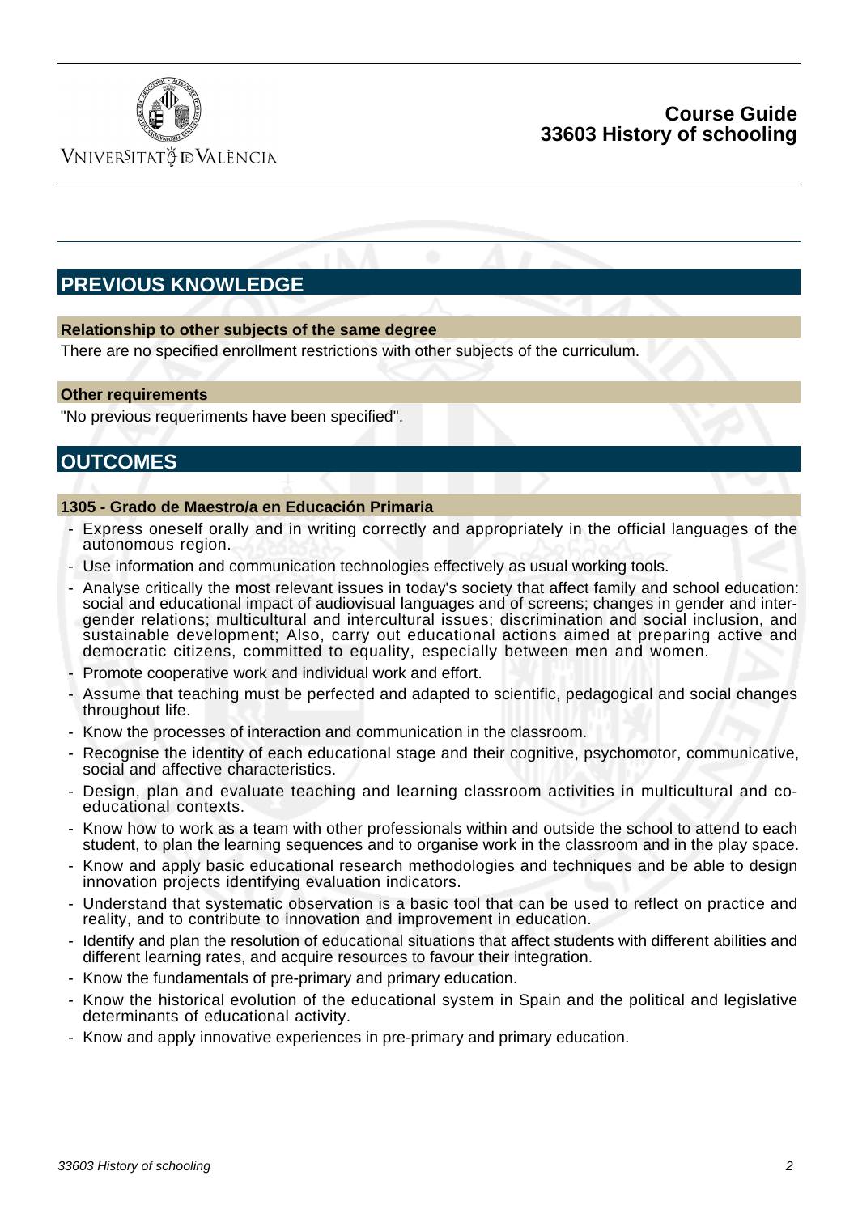## PREVIOUS KNOWLEDGE

### Relationship to other subjects of the same degree

There are no specified enrollment restrictions with other subjects of the curriculum.

### Other requirements

"No previous requeriments have been specified".

## OUTCOMES

### 1305 - Grado de Maestro/a en Educación Primaria

- Express oneself orally and in writing correctly and appropriately in the official languages of the autonomous region.
- Use information and communication technologies effectively as usual working tools.
- Analyse critically the most relevant issues in today's society that affect family and school education: social and educational impact of audiovisual languages and of screens; changes in gender and inter-gender relations; multicultural and intercultural issues; discrimination and social inclusion, and sustainable development; Also, carry out educational actions aimed at preparing active and democratic citizens, committed to equality, especially between men and women.
- Promote cooperative work and individual work and effort.
- Assume that teaching must be perfected and adapted to scientific, pedagogical and social changes throughout life.
- Know the processes of interaction and communication in the classroom.
- Recognise the identity of each educational stage and their cognitive, psychomotor, communicative, social and affective characteristics.
- Design, plan and evaluate teaching and learning classroom activities in multicultural and co-educational contexts.
- Know how to work as a team with other professionals within and outside the school to attend to each student, to plan the learning sequences and to organise work in the classroom and in the play space.
- Know and apply basic educational research methodologies and techniques and be able to design innovation projects identifying evaluation indicators.
- Understand that systematic observation is a basic tool that can be used to reflect on practice and reality, and to contribute to innovation and improvement in education.
- Identify and plan the resolution of educational situations that affect students with different abilities and different learning rates, and acquire resources to favour their integration.
- Know the fundamentals of pre-primary and primary education.
- Know the historical evolution of the educational system in Spain and the political and legislative determinants of educational activity.
- Know and apply innovative experiences in pre-primary and primary education.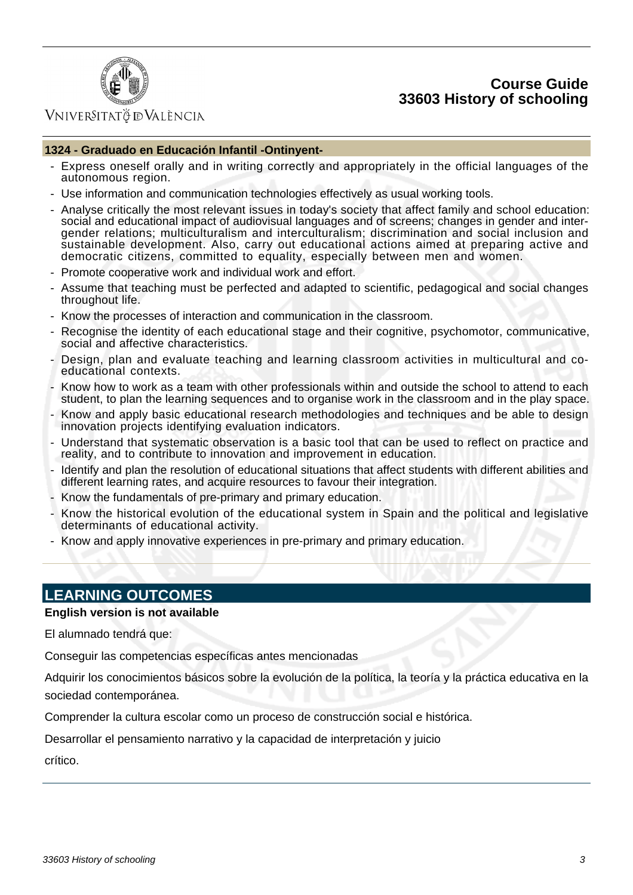**1324 - Graduado en Educación Infantil -Ontinyent-**

- Express oneself orally and in writing correctly and appropriately in the official languages of the autonomous region.
- Use information and communication technologies effectively as usual working tools.
- Analyse critically the most relevant issues in today's society that affect family and school education: social and educational impact of audiovisual languages and of screens; changes in gender and inter-gender relations; multiculturalism and interculturalism; discrimination and social inclusion and sustainable development. Also, carry out educational actions aimed at preparing active and democratic citizens, committed to equality, especially between men and women.
- Promote cooperative work and individual work and effort.
- Assume that teaching must be perfected and adapted to scientific, pedagogical and social changes throughout life.
- Know the processes of interaction and communication in the classroom.
- Recognise the identity of each educational stage and their cognitive, psychomotor, communicative, social and affective characteristics.
- Design, plan and evaluate teaching and learning classroom activities in multicultural and co-educational contexts.
- Know how to work as a team with other professionals within and outside the school to attend to each student, to plan the learning sequences and to organise work in the classroom and in the play space.
- Know and apply basic educational research methodologies and techniques and be able to design innovation projects identifying evaluation indicators.
- Understand that systematic observation is a basic tool that can be used to reflect on practice and reality, and to contribute to innovation and improvement in education.
- Identify and plan the resolution of educational situations that affect students with different abilities and different learning rates, and acquire resources to favour their integration.
- Know the fundamentals of pre-primary and primary education.
- Know the historical evolution of the educational system in Spain and the political and legislative determinants of educational activity.
- Know and apply innovative experiences in pre-primary and primary education.

## LEARNING OUTCOMES

**English version is not available**

El alumnado tendrá que:

Conseguir las competencias específicas antes mencionadas

Adquirir los conocimientos básicos sobre la evolución de la política, la teoría y la práctica educativa en la sociedad contemporánea.

Comprender la cultura escolar como un proceso de construcción social e histórica.

Desarrollar el pensamiento narrativo y la capacidad de interpretación y juicio

crítico.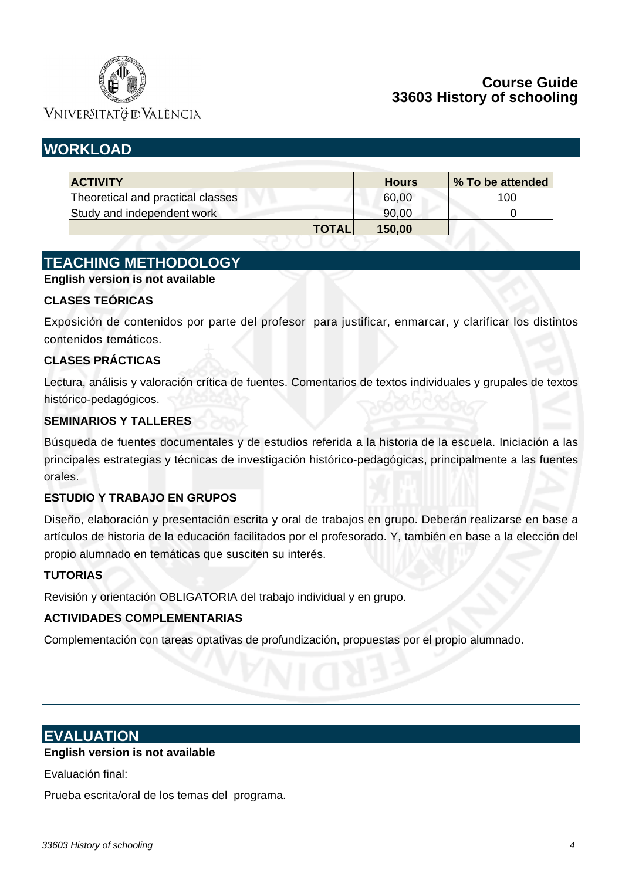## WORKLOAD

| ACTIVITY | Hours | % To be attended |
| --- | --- | --- |
| Theoretical and practical classes | 60,00 | 100 |
| Study and independent work | 90,00 | 0 |
| TOTAL | 150,00 | |

## TEACHING METHODOLOGY

**English version is not available**

**CLASES TEÓRICAS**

Exposición de contenidos por parte del profesor para justificar, enmarcar, y clarificar los distintos contenidos temáticos.

**CLASES PRÁCTICAS**

Lectura, análisis y valoración crítica de fuentes. Comentarios de textos individuales y grupales de textos histórico-pedagógicos.

**SEMINARIOS Y TALLERES**

Búsqueda de fuentes documentales y de estudios referida a la historia de la escuela. Iniciación a las principales estrategias y técnicas de investigación histórico-pedagógicas, principalmente a las fuentes orales.

**ESTUDIO Y TRABAJO EN GRUPOS**

Diseño, elaboración y presentación escrita y oral de trabajos en grupo. Deberán realizarse en base a artículos de historia de la educación facilitados por el profesorado. Y, también en base a la elección del propio alumnado en temáticas que susciten su interés.

**TUTORIAS**

Revisión y orientación OBLIGATORIA del trabajo individual y en grupo.

**ACTIVIDADES COMPLEMENTARIAS**

Complementación con tareas optativas de profundización, propuestas por el propio alumnado.

## EVALUATION

**English version is not available**

Evaluación final:

Prueba escrita/oral de los temas del programa.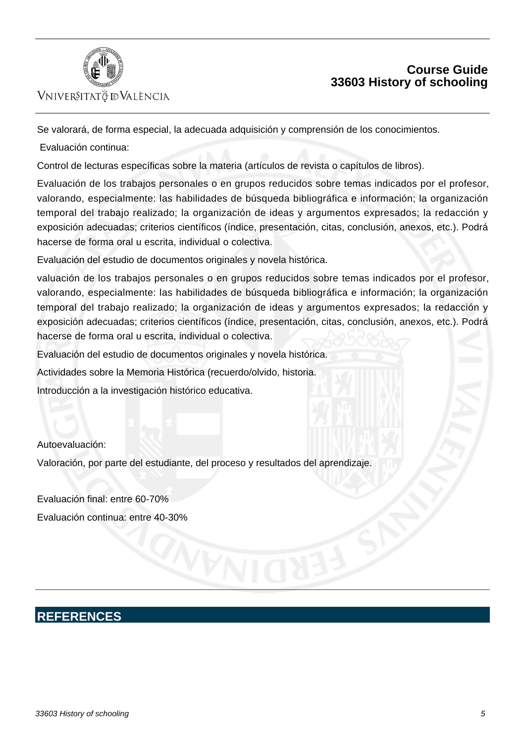Se valorará, de forma especial, la adecuada adquisición y comprensión de los conocimientos.

Evaluación continua:

Control de lecturas específicas sobre la materia (artículos de revista o capítulos de libros).

Evaluación de los trabajos personales o en grupos reducidos sobre temas indicados por el profesor, valorando, especialmente: las habilidades de búsqueda bibliográfica e información; la organización temporal del trabajo realizado; la organización de ideas y argumentos expresados; la redacción y exposición adecuadas; criterios científicos (índice, presentación, citas, conclusión, anexos, etc.). Podrá hacerse de forma oral u escrita, individual o colectiva.

Evaluación del estudio de documentos originales y novela histórica.

valuación de los trabajos personales o en grupos reducidos sobre temas indicados por el profesor, valorando, especialmente: las habilidades de búsqueda bibliográfica e información; la organización temporal del trabajo realizado; la organización de ideas y argumentos expresados; la redacción y exposición adecuadas; criterios científicos (índice, presentación, citas, conclusión, anexos, etc.). Podrá hacerse de forma oral u escrita, individual o colectiva.

Evaluación del estudio de documentos originales y novela histórica.

Actividades sobre la Memoria Histórica (recuerdo/olvido, historia.

Introducción a la investigación histórico educativa.

Autoevaluación:

Valoración, por parte del estudiante, del proceso y resultados del aprendizaje.

Evaluación final: entre 60-70%

Evaluación continua: entre 40-30%

## REFERENCES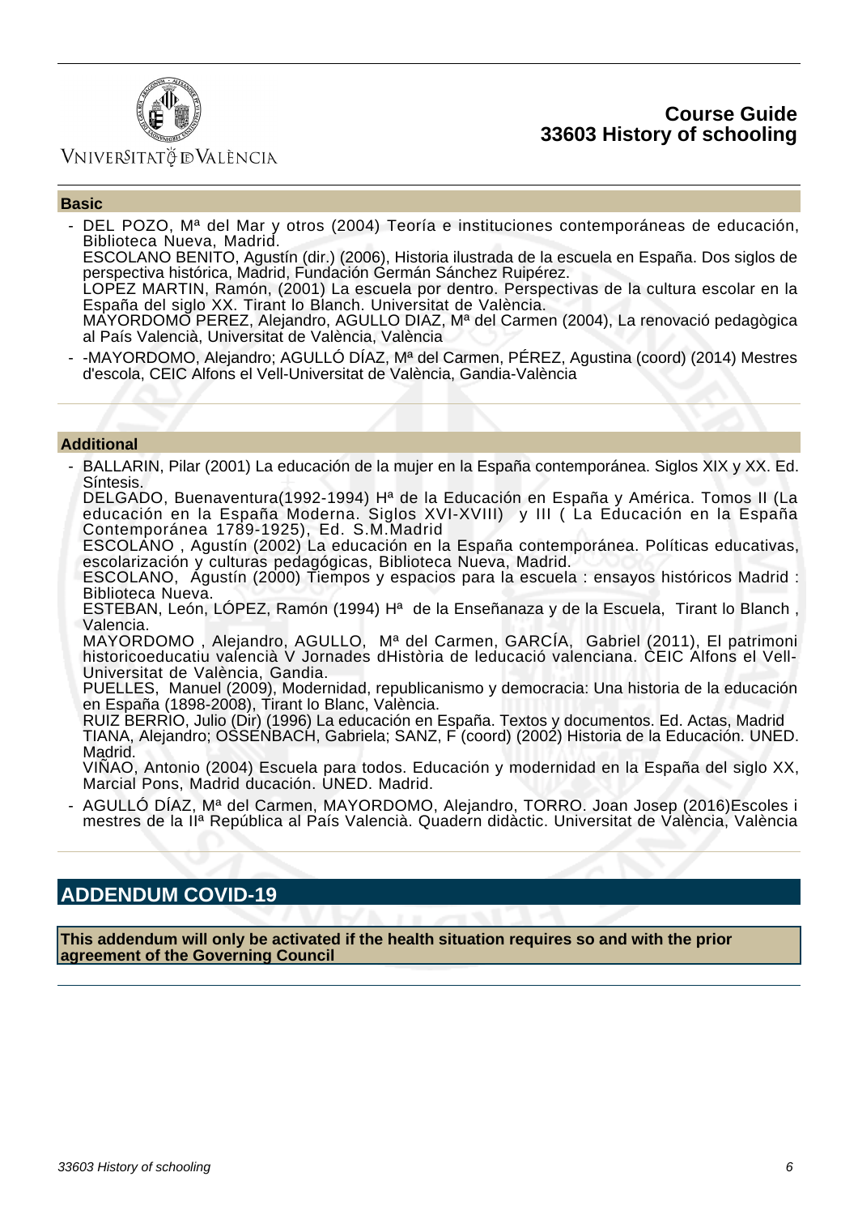### Basic

- DEL POZO, Mª del Mar y otros (2004) Teoría e instituciones contemporáneas de educación, Biblioteca Nueva, Madrid.
  ESCOLANO BENITO, Agustín (dir.) (2006), Historia ilustrada de la escuela en España. Dos siglos de perspectiva histórica, Madrid, Fundación Germán Sánchez Ruipérez.
  LOPEZ MARTIN, Ramón, (2001) La escuela por dentro. Perspectivas de la cultura escolar en la España del siglo XX. Tirant lo Blanch. Universitat de València.
  MAYORDOMO PEREZ, Alejandro, AGULLO DIAZ, Mª del Carmen (2004), La renovació pedagògica al País Valencià, Universitat de València, València
- -MAYORDOMO, Alejandro; AGULLÓ DÍAZ, Mª del Carmen, PÉREZ, Agustina (coord) (2014) Mestres d'escola, CEIC Alfons el Vell-Universitat de València, Gandia-València

### Additional

- BALLARIN, Pilar (2001) La educación de la mujer en la España contemporánea. Siglos XIX y XX. Ed. Síntesis.
  DELGADO, Buenaventura(1992-1994) Hª de la Educación en España y América. Tomos II (La educación en la España Moderna. Siglos XVI-XVIII) y III ( La Educación en la España Contemporánea 1789-1925), Ed. S.M.Madrid
  ESCOLANO , Agustín (2002) La educación en la España contemporánea. Políticas educativas, escolarización y culturas pedagógicas, Biblioteca Nueva, Madrid.
  ESCOLANO, Agustín (2000) Tiempos y espacios para la escuela : ensayos históricos Madrid : Biblioteca Nueva.
  ESTEBAN, León, LÓPEZ, Ramón (1994) Hª de la Enseñanza y de la Escuela, Tirant lo Blanch , Valencia.
  MAYORDOMO , Alejandro, AGULLO, Mª del Carmen, GARCÍA, Gabriel (2011), El patrimoni historicoeducatiu valencià V Jornades dHistòria de leducació valenciana. CEIC Alfons el Vell-Universitat de València, Gandia.
  PUELLES, Manuel (2009), Modernidad, republicanismo y democracia: Una historia de la educación en España (1898-2008), Tirant lo Blanc, València.
  RUIZ BERRIO, Julio (Dir) (1996) La educación en España. Textos y documentos. Ed. Actas, Madrid
  TIANA, Alejandro; OSSENBACH, Gabriela; SANZ, F (coord) (2002) Historia de la Educación. UNED. Madrid.
  VIÑAO, Antonio (2004) Escuela para todos. Educación y modernidad en la España del siglo XX, Marcial Pons, Madrid ducación. UNED. Madrid.
- AGULLÓ DÍAZ, Mª del Carmen, MAYORDOMO, Alejandro, TORRO. Joan Josep (2016)Escoles i mestres de la IIª República al País Valencià. Quadern didàctic. Universitat de València, València

## ADDENDUM COVID-19

**This addendum will only be activated if the health situation requires so and with the prior agreement of the Governing Council**